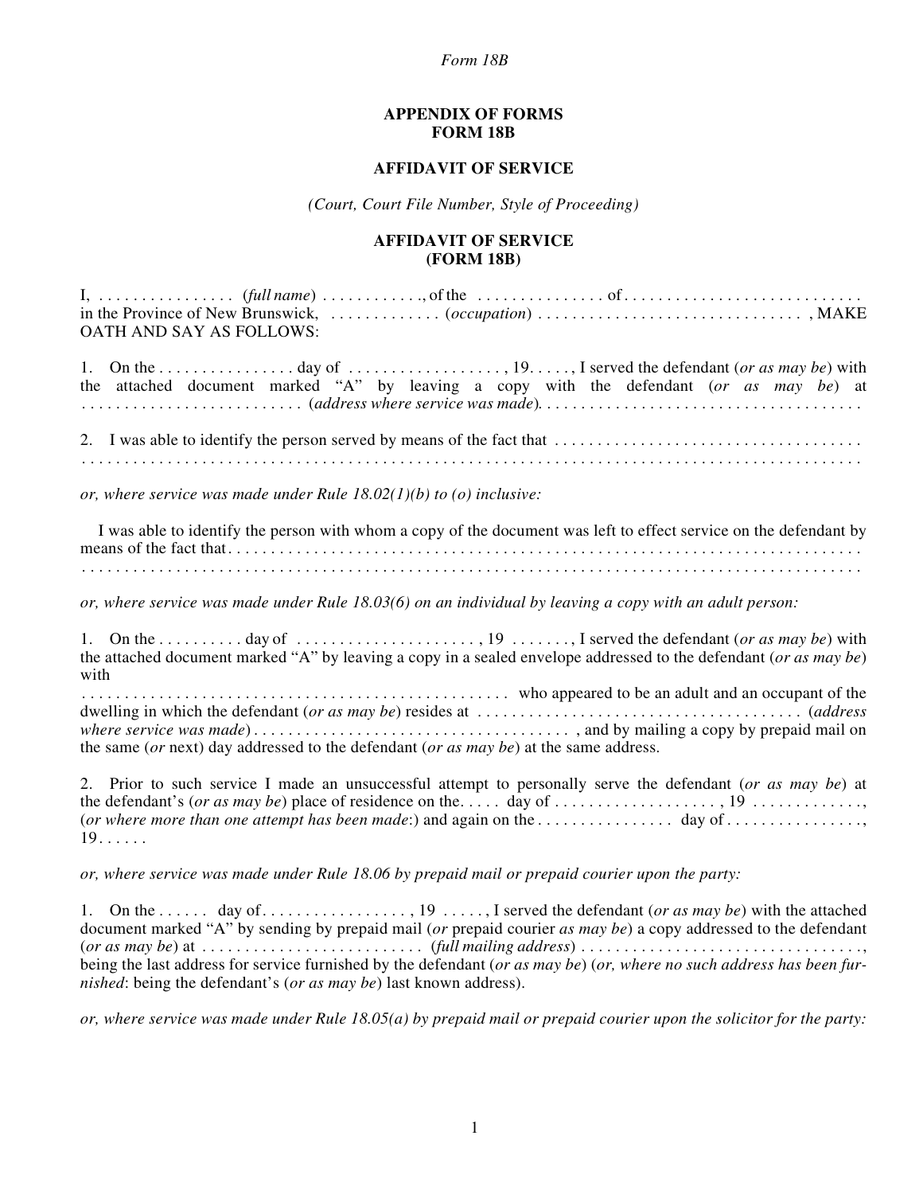# APPENDIX OF FORMS
# FORM 18B

## AFFIDAVIT OF SERVICE

*(Court, Court File Number, Style of Proceeding)*

## AFFIDAVIT OF SERVICE
## (FORM 18B)

I, . . . . . . . . . . . . . . . . (*full name*) . . . . . . . . . . . ., of the . . . . . . . . . . . . . . . of . . . . . . . . . . . . . . . . . . . . . . . . . . . . in the Province of New Brunswick, . . . . . . . . . . . . . (*occupation*) . . . . . . . . . . . . . . . . . . . . . . . . . . . . . . . , MAKE OATH AND SAY AS FOLLOWS:

1. On the . . . . . . . . . . . . . . . . day of . . . . . . . . . . . . . . . . . . , 19. . . . . , I served the defendant (*or as may be*) with the attached document marked "A" by leaving a copy with the defendant (*or as may be*) at . . . . . . . . . . . . . . . . . . . . . . . . . . (*address where service was made*). . . . . . . . . . . . . . . . . . . . . . . . . . . . . . . . . . . . . .

2. I was able to identify the person served by means of the fact that . . . . . . . . . . . . . . . . . . . . . . . . . . . . . . . . . . . .
. . . . . . . . . . . . . . . . . . . . . . . . . . . . . . . . . . . . . . . . . . . . . . . . . . . . . . . . . . . . . . . . . . . . . . . . . . . . . . . . . . . . . . . .

*or, where service was made under Rule 18.02(1)(b) to (o) inclusive:*

I was able to identify the person with whom a copy of the document was left to effect service on the defendant by means of the fact that . . . . . . . . . . . . . . . . . . . . . . . . . . . . . . . . . . . . . . . . . . . . . . . . . . . . . . . . . . . . . . . . . . . . . . . . .
. . . . . . . . . . . . . . . . . . . . . . . . . . . . . . . . . . . . . . . . . . . . . . . . . . . . . . . . . . . . . . . . . . . . . . . . . . . . . . . . . . . . . . . .

*or, where service was made under Rule 18.03(6) on an individual by leaving a copy with an adult person:*

1. On the . . . . . . . . . . day of . . . . . . . . . . . . . . . . . . . . . , 19 . . . . . . . , I served the defendant (*or as may be*) with the attached document marked "A" by leaving a copy in a sealed envelope addressed to the defendant (*or as may be*) with
. . . . . . . . . . . . . . . . . . . . . . . . . . . . . . . . . . . . . . . . . . . . . . . . . . who appeared to be an adult and an occupant of the dwelling in which the defendant (*or as may be*) resides at . . . . . . . . . . . . . . . . . . . . . . . . . . . . . . . . . . . . . . (*address where service was made*) . . . . . . . . . . . . . . . . . . . . . . . . . . . . . . . . . . . . . , and by mailing a copy by prepaid mail on the same (*or* next) day addressed to the defendant (*or as may be*) at the same address.

2. Prior to such service I made an unsuccessful attempt to personally serve the defendant (*or as may be*) at the defendant's (*or as may be*) place of residence on the. . . . . day of . . . . . . . . . . . . . . . . . . . , 19 . . . . . . . . . . . . ., (*or where more than one attempt has been made*:) and again on the . . . . . . . . . . . . . . . . day of . . . . . . . . . . . . . . . . , 19 . . . . . .

*or, where service was made under Rule 18.06 by prepaid mail or prepaid courier upon the party:*

1. On the . . . . . . day of. . . . . . . . . . . . . . . . . , 19 . . . . . , I served the defendant (*or as may be*) with the attached document marked "A" by sending by prepaid mail (*or* prepaid courier *as may be*) a copy addressed to the defendant (*or as may be*) at . . . . . . . . . . . . . . . . . . . . . . . . . . (*full mailing address*) . . . . . . . . . . . . . . . . . . . . . . . . . . . . . . . . ., being the last address for service furnished by the defendant (*or as may be*) (*or, where no such address has been furnished*: being the defendant's (*or as may be*) last known address).

*or, where service was made under Rule 18.05(a) by prepaid mail or prepaid courier upon the solicitor for the party:*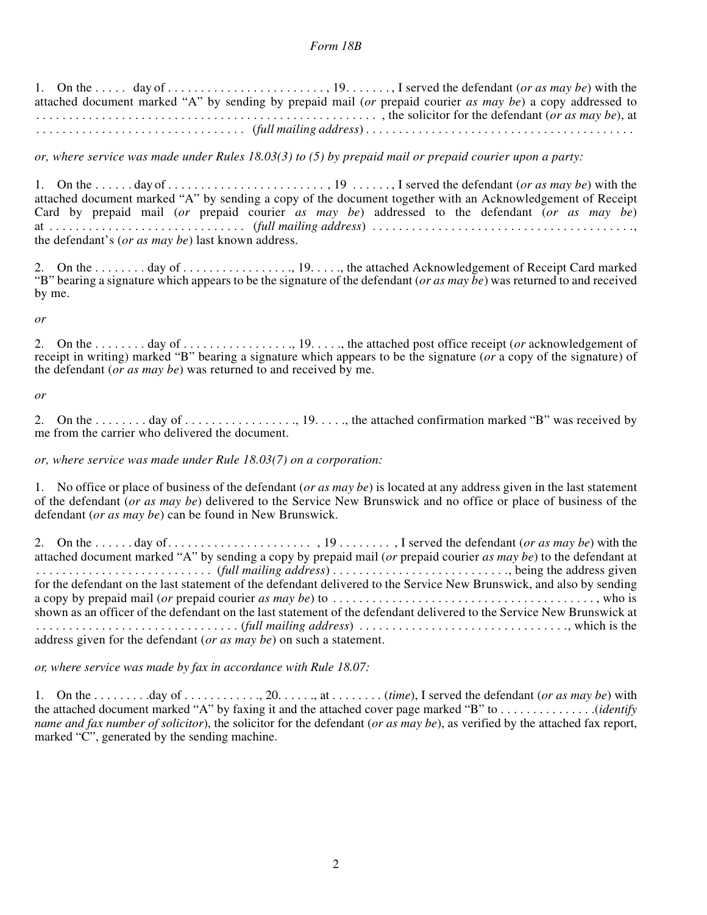*Form 18B*

1. On the . . . . . day of . . . . . . . . . . . . . . . . . . . . . . . . , 19. . . . . . . , I served the defendant (*or as may be*) with the attached document marked "A" by sending by prepaid mail (*or* prepaid courier *as may be*) a copy addressed to . . . . . . . . . . . . . . . . . . . . . . . . . . . . . . . . . . . . . . . . . . . . . . . . . . . . , the solicitor for the defendant (*or as may be*), at . . . . . . . . . . . . . . . . . . . . . . . . . . . . . . . . (*full mailing address*) . . . . . . . . . . . . . . . . . . . . . . . . . . . . . . . . . . . . . . . . .

*or, where service was made under Rules 18.03(3) to (5) by prepaid mail or prepaid courier upon a party:*

1. On the . . . . . . day of . . . . . . . . . . . . . . . . . . . . . . . . , 19 . . . . . . , I served the defendant (*or as may be*) with the attached document marked "A" by sending a copy of the document together with an Acknowledgement of Receipt Card by prepaid mail (*or* prepaid courier *as may be*) addressed to the defendant (*or as may be*) at . . . . . . . . . . . . . . . . . . . . . . . . . . . . . (*full mailing address*) . . . . . . . . . . . . . . . . . . . . . . . . . . . . . . . . . . . . . . . ., the defendant's (*or as may be*) last known address.

2. On the . . . . . . . . day of . . . . . . . . . . . . . . . . ., 19. . . . ., the attached Acknowledgement of Receipt Card marked "B" bearing a signature which appears to be the signature of the defendant (*or as may be*) was returned to and received by me.

*or*

2. On the . . . . . . . . day of . . . . . . . . . . . . . . . . ., 19. . . . ., the attached post office receipt (*or* acknowledgement of receipt in writing) marked "B" bearing a signature which appears to be the signature (*or* a copy of the signature) of the defendant (*or as may be*) was returned to and received by me.

*or*

2. On the . . . . . . . . day of . . . . . . . . . . . . . . . . ., 19. . . . ., the attached confirmation marked "B" was received by me from the carrier who delivered the document.

*or, where service was made under Rule 18.03(7) on a corporation:*

1. No office or place of business of the defendant (*or as may be*) is located at any address given in the last statement of the defendant (*or as may be*) delivered to the Service New Brunswick and no office or place of business of the defendant (*or as may be*) can be found in New Brunswick.

2. On the . . . . . . day of. . . . . . . . . . . . . . . . . . . . . . , 19 . . . . . . . . , I served the defendant (*or as may be*) with the attached document marked "A" by sending a copy by prepaid mail (*or* prepaid courier *as may be*) to the defendant at . . . . . . . . . . . . . . . . . . . . . . . . . . . (*full mailing address*) . . . . . . . . . . . . . . . . . . . . . . . . . . ., being the address given for the defendant on the last statement of the defendant delivered to the Service New Brunswick, and also by sending a copy by prepaid mail (*or* prepaid courier *as may be*) to . . . . . . . . . . . . . . . . . . . . . . . . . . . . . . . . . . . . . . . . , who is shown as an officer of the defendant on the last statement of the defendant delivered to the Service New Brunswick at . . . . . . . . . . . . . . . . . . . . . . . . . . . . . . . (*full mailing address*) . . . . . . . . . . . . . . . . . . . . . . . . . . . . . . . . ., which is the address given for the defendant (*or as may be*) on such a statement.

*or, where service was made by fax in accordance with Rule 18.07:*

1. On the . . . . . . . . .day of . . . . . . . . . . . . ., 20. . . . . ., at . . . . . . . . (*time*), I served the defendant (*or as may be*) with the attached document marked "A" by faxing it and the attached cover page marked "B" to . . . . . . . . . . . . . . .(*identify name and fax number of solicitor*), the solicitor for the defendant (*or as may be*), as verified by the attached fax report, marked "C", generated by the sending machine.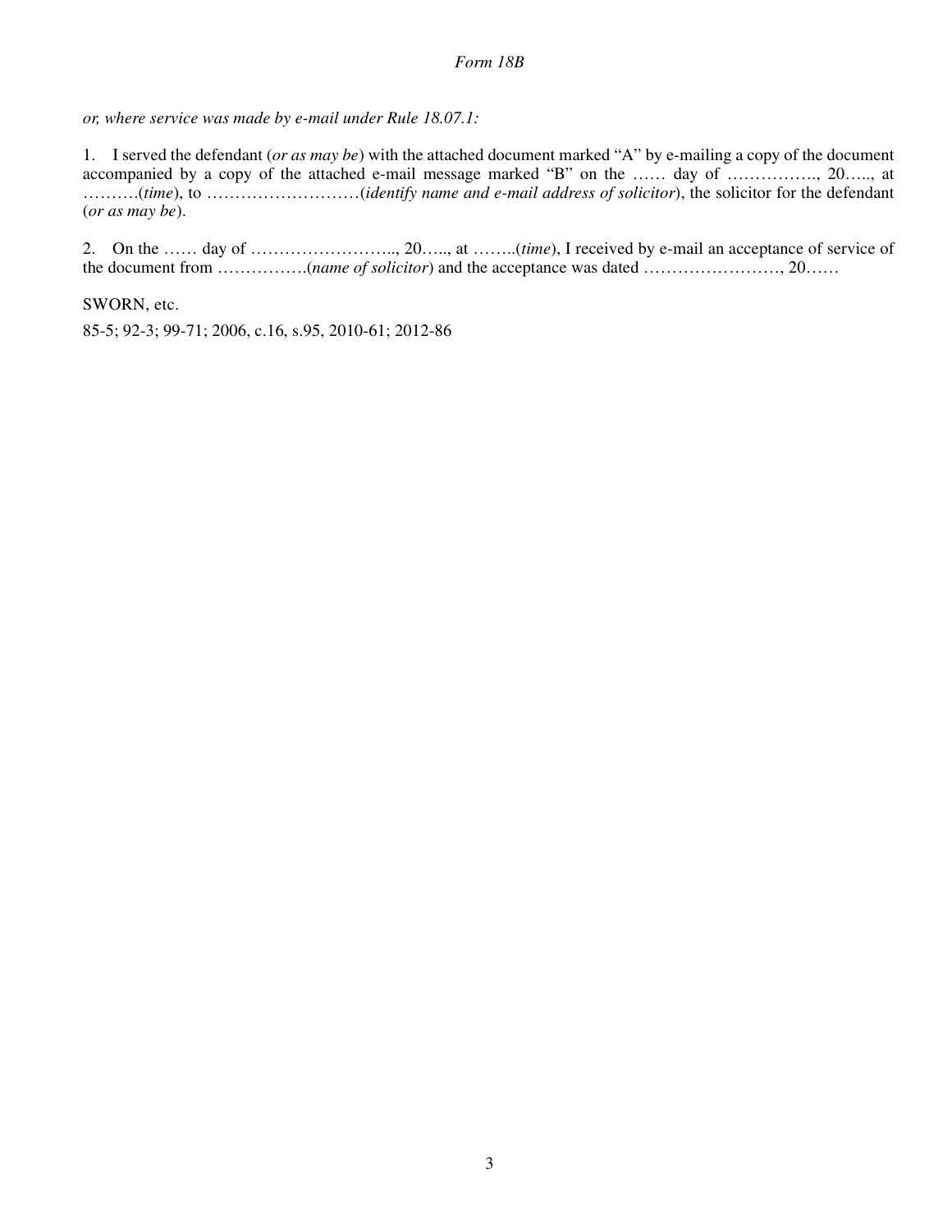*or, where service was made by e-mail under Rule 18.07.1:*

1. I served the defendant (*or as may be*) with the attached document marked “A” by e-mailing a copy of the document accompanied by a copy of the attached e-mail message marked “B” on the …… day of ……………., 20….., at ……….(*time*), to ………………………(*identify name and e-mail address of solicitor*), the solicitor for the defendant (*or as may be*).

2. On the …… day of …………………….., 20….., at ……..(*time*), I received by e-mail an acceptance of service of the document from …………….(*name of solicitor*) and the acceptance was dated ……………………, 20……

SWORN, etc.

85-5; 92-3; 99-71; 2006, c.16, s.95, 2010-61; 2012-86